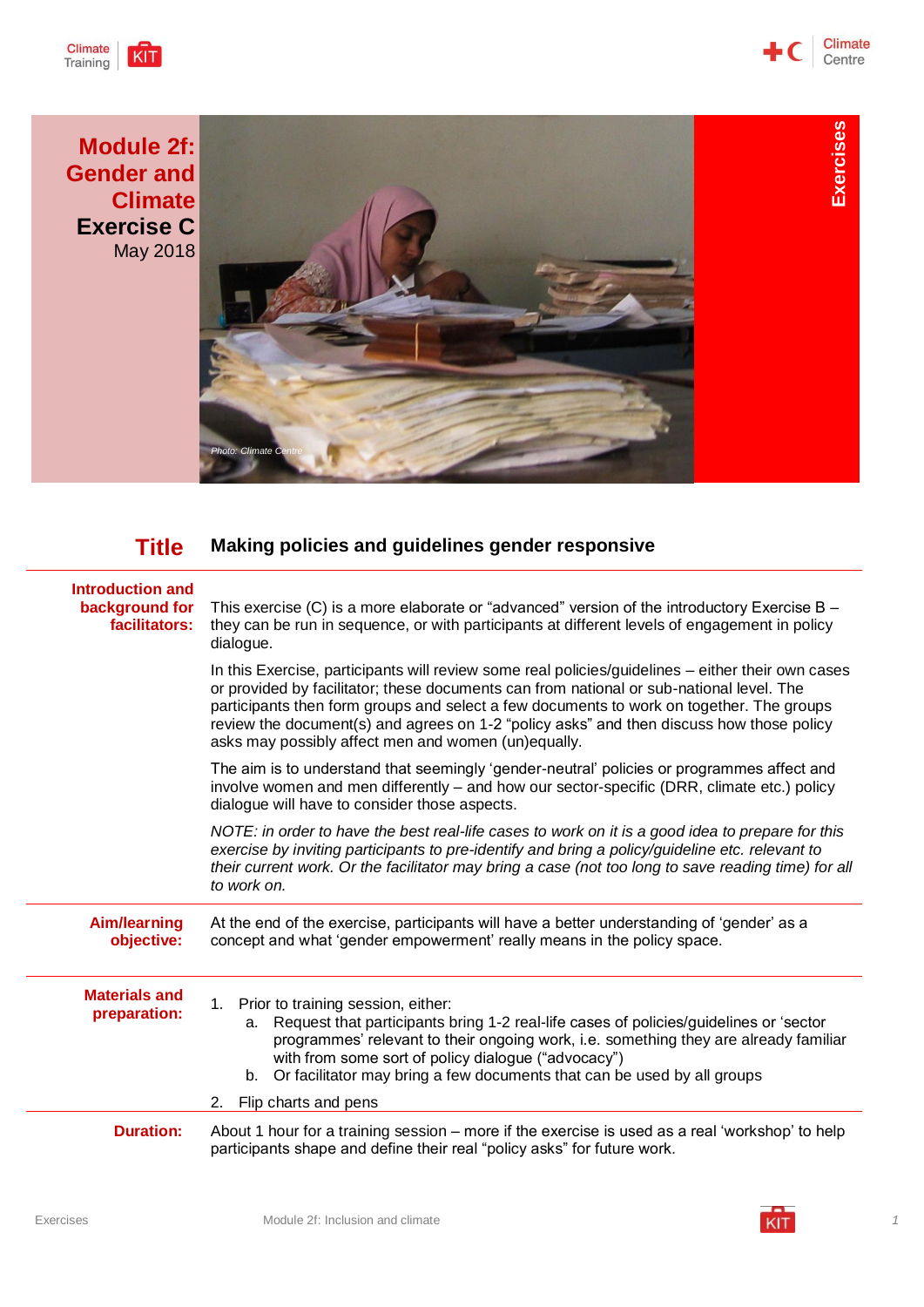# Module 2f: Gender and Climate

## Exercise C

May 2018

Exercises

Photo: Climate Centre

## Title: Making policies and guidelines gender responsive

**Introduction and background for facilitators:**

This exercise (C) is a more elaborate or "advanced" version of the introductory Exercise B – they can be run in sequence, or with participants at different levels of engagement in policy dialogue.

In this Exercise, participants will review some real policies/guidelines – either their own cases or provided by facilitator; these documents can from national or sub-national level. The participants then form groups and select a few documents to work on together. The groups review the document(s) and agrees on 1-2 "policy asks" and then discuss how those policy asks may possibly affect men and women (un)equally.

The aim is to understand that seemingly 'gender-neutral' policies or programmes affect and involve women and men differently – and how our sector-specific (DRR, climate etc.) policy dialogue will have to consider those aspects.

*NOTE: in order to have the best real-life cases to work on it is a good idea to prepare for this exercise by inviting participants to pre-identify and bring a policy/guideline etc. relevant to their current work. Or the facilitator may bring a case (not too long to save reading time) for all to work on.*

**Aim/learning objective:**

At the end of the exercise, participants will have a better understanding of 'gender' as a concept and what 'gender empowerment' really means in the policy space.

**Materials and preparation:**

1. Prior to training session, either:
   a. Request that participants bring 1-2 real-life cases of policies/guidelines or 'sector programmes' relevant to their ongoing work, i.e. something they are already familiar with from some sort of policy dialogue ("advocacy")
   b. Or facilitator may bring a few documents that can be used by all groups
2. Flip charts and pens

**Duration:**

About 1 hour for a training session – more if the exercise is used as a real 'workshop' to help participants shape and define their real "policy asks" for future work.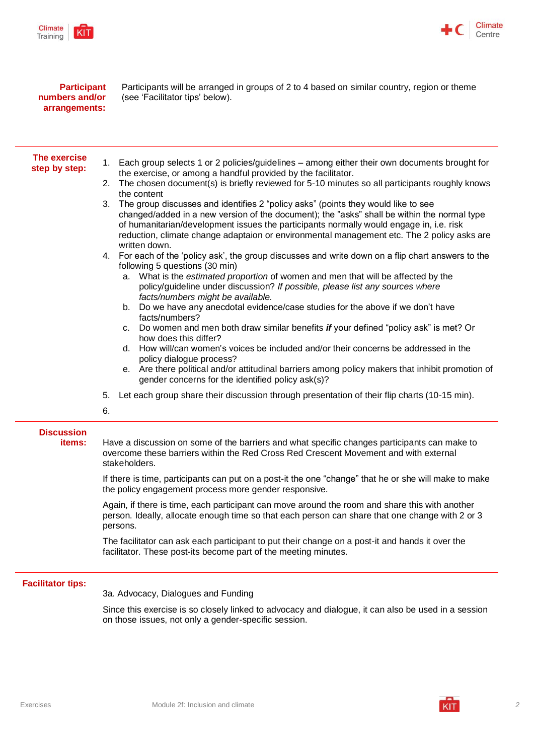**Participant numbers and/or arrangements:**

Participants will be arranged in groups of 2 to 4 based on similar country, region or theme (see 'Facilitator tips' below).

**The exercise step by step:**

1. Each group selects 1 or 2 policies/guidelines – among either their own documents brought for the exercise, or among a handful provided by the facilitator.
2. The chosen document(s) is briefly reviewed for 5-10 minutes so all participants roughly knows the content
3. The group discusses and identifies 2 "policy asks" (points they would like to see changed/added in a new version of the document); the "asks" shall be within the normal type of humanitarian/development issues the participants normally would engage in, i.e. risk reduction, climate change adaptaion or environmental management etc. The 2 policy asks are written down.
4. For each of the 'policy ask', the group discusses and write down on a flip chart answers to the following 5 questions (30 min)
   a. What is the *estimated proportion* of women and men that will be affected by the policy/guideline under discussion? *If possible, please list any sources where facts/numbers might be available.*
   b. Do we have any anecdotal evidence/case studies for the above if we don't have facts/numbers?
   c. Do women and men both draw similar benefits ***if*** your defined "policy ask" is met? Or how does this differ?
   d. How will/can women's voices be included and/or their concerns be addressed in the policy dialogue process?
   e. Are there political and/or attitudinal barriers among policy makers that inhibit promotion of gender concerns for the identified policy ask(s)?
5. Let each group share their discussion through presentation of their flip charts (10-15 min).
6. 

**Discussion items:**

Have a discussion on some of the barriers and what specific changes participants can make to overcome these barriers within the Red Cross Red Crescent Movement and with external stakeholders.

If there is time, participants can put on a post-it the one "change" that he or she will make to make the policy engagement process more gender responsive.

Again, if there is time, each participant can move around the room and share this with another person. Ideally, allocate enough time so that each person can share that one change with 2 or 3 persons.

The facilitator can ask each participant to put their change on a post-it and hands it over the facilitator. These post-its become part of the meeting minutes.

**Facilitator tips:**

3a. Advocacy, Dialogues and Funding

Since this exercise is so closely linked to advocacy and dialogue, it can also be used in a session on those issues, not only a gender-specific session.